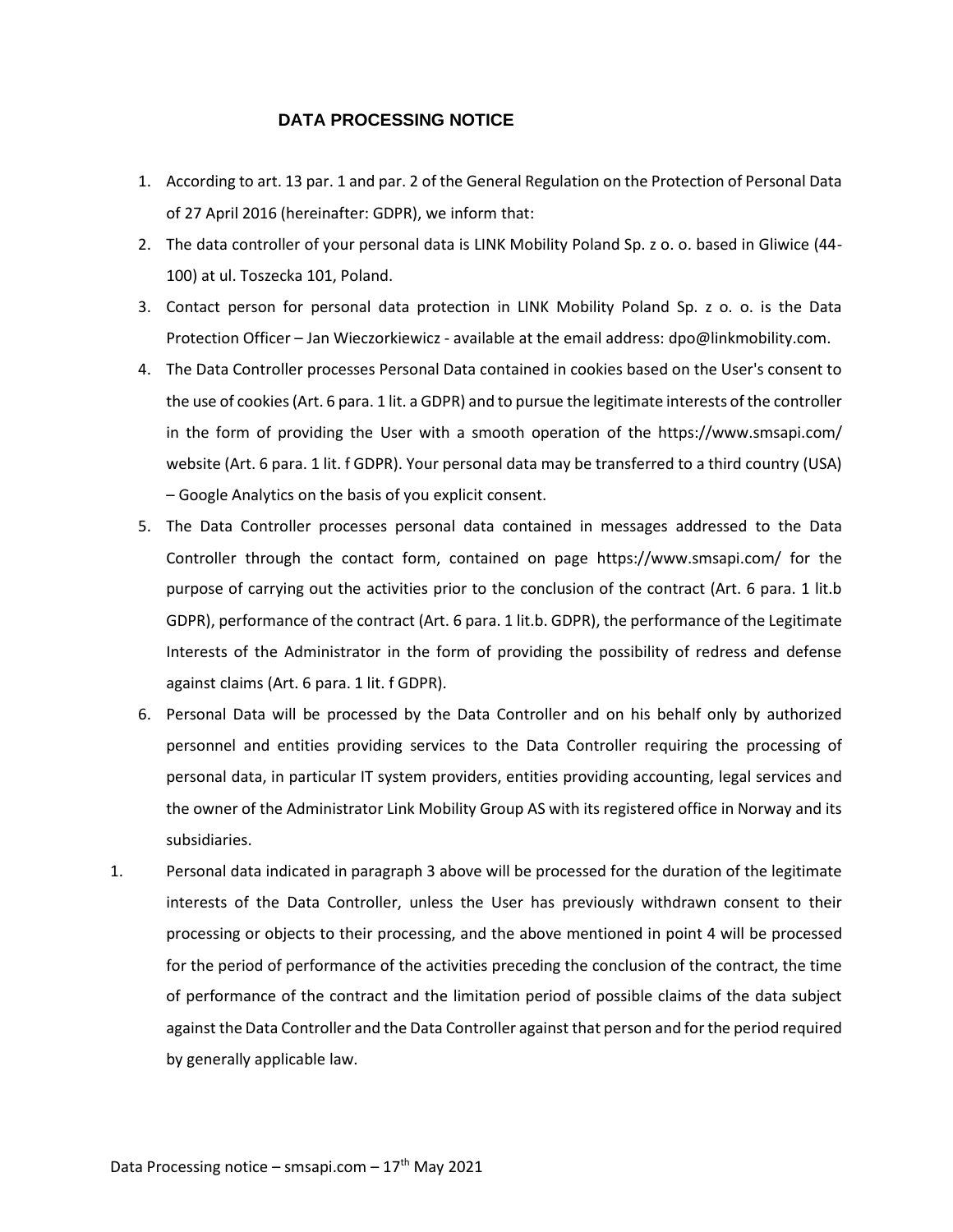# DATA PROCESSING NOTICE

1. According to art. 13 par. 1 and par. 2 of the General Regulation on the Protection of Personal Data of 27 April 2016 (hereinafter: GDPR), we inform that:
2. The data controller of your personal data is LINK Mobility Poland Sp. z o. o. based in Gliwice (44-100) at ul. Toszecka 101, Poland.
3. Contact person for personal data protection in LINK Mobility Poland Sp. z o. o. is the Data Protection Officer – Jan Wieczorkiewicz - available at the email address: dpo@linkmobility.com.
4. The Data Controller processes Personal Data contained in cookies based on the User's consent to the use of cookies (Art. 6 para. 1 lit. a GDPR) and to pursue the legitimate interests of the controller in the form of providing the User with a smooth operation of the https://www.smsapi.com/ website (Art. 6 para. 1 lit. f GDPR). Your personal data may be transferred to a third country (USA) – Google Analytics on the basis of you explicit consent.
5. The Data Controller processes personal data contained in messages addressed to the Data Controller through the contact form, contained on page https://www.smsapi.com/ for the purpose of carrying out the activities prior to the conclusion of the contract (Art. 6 para. 1 lit.b GDPR), performance of the contract (Art. 6 para. 1 lit.b. GDPR), the performance of the Legitimate Interests of the Administrator in the form of providing the possibility of redress and defense against claims (Art. 6 para. 1 lit. f GDPR).
6. Personal Data will be processed by the Data Controller and on his behalf only by authorized personnel and entities providing services to the Data Controller requiring the processing of personal data, in particular IT system providers, entities providing accounting, legal services and the owner of the Administrator Link Mobility Group AS with its registered office in Norway and its subsidiaries.

1. Personal data indicated in paragraph 3 above will be processed for the duration of the legitimate interests of the Data Controller, unless the User has previously withdrawn consent to their processing or objects to their processing, and the above mentioned in point 4 will be processed for the period of performance of the activities preceding the conclusion of the contract, the time of performance of the contract and the limitation period of possible claims of the data subject against the Data Controller and the Data Controller against that person and for the period required by generally applicable law.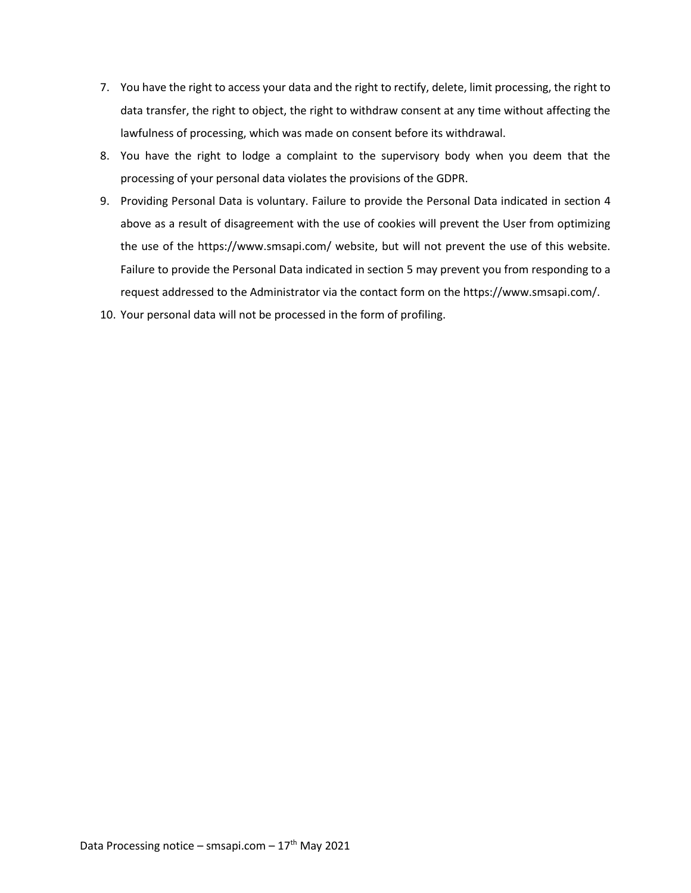7. You have the right to access your data and the right to rectify, delete, limit processing, the right to data transfer, the right to object, the right to withdraw consent at any time without affecting the lawfulness of processing, which was made on consent before its withdrawal.
8. You have the right to lodge a complaint to the supervisory body when you deem that the processing of your personal data violates the provisions of the GDPR.
9. Providing Personal Data is voluntary. Failure to provide the Personal Data indicated in section 4 above as a result of disagreement with the use of cookies will prevent the User from optimizing the use of the https://www.smsapi.com/ website, but will not prevent the use of this website. Failure to provide the Personal Data indicated in section 5 may prevent you from responding to a request addressed to the Administrator via the contact form on the https://www.smsapi.com/.
10. Your personal data will not be processed in the form of profiling.